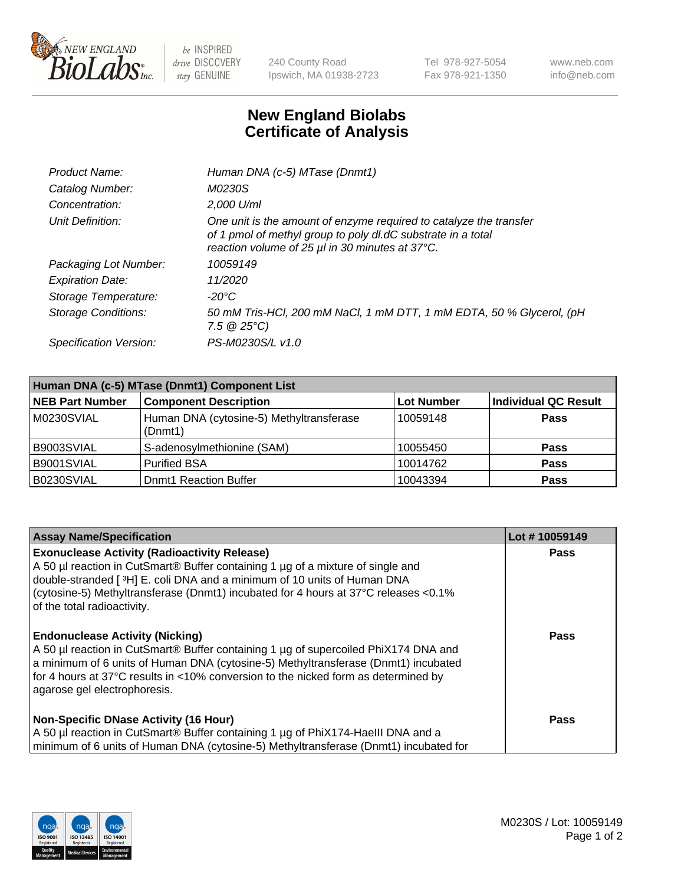NEW ENGLAND BioLabs Inc. | be INSPIRED drive DISCOVERY stay GENUINE | 240 County Road Ipswich, MA 01938-2723 | Tel 978-927-5054 Fax 978-921-1350 | www.neb.com info@neb.com

# New England Biolabs Certificate of Analysis

| | |
|---|---|
| *Product Name:* | *Human DNA (c-5) MTase (Dnmt1)* |
| *Catalog Number:* | *M0230S* |
| *Concentration:* | *2,000 U/ml* |
| *Unit Definition:* | *One unit is the amount of enzyme required to catalyze the transfer of 1 pmol of methyl group to poly dI.dC substrate in a total reaction volume of 25 µl in 30 minutes at 37°C.* |
| *Packaging Lot Number:* | *10059149* |
| *Expiration Date:* | *11/2020* |
| *Storage Temperature:* | *-20°C* |
| *Storage Conditions:* | *50 mM Tris-HCl, 200 mM NaCl, 1 mM DTT, 1 mM EDTA, 50 % Glycerol, (pH 7.5 @ 25°C)* |
| *Specification Version:* | *PS-M0230S/L v1.0* |

| **Human DNA (c-5) MTase (Dnmt1) Component List** | | | |
|---|---|---|---|
| **NEB Part Number** | **Component Description** | **Lot Number** | **Individual QC Result** |
| M0230SVIAL | Human DNA (cytosine-5) Methyltransferase (Dnmt1) | 10059148 | **Pass** |
| B9003SVIAL | S-adenosylmethionine (SAM) | 10055450 | **Pass** |
| B9001SVIAL | Purified BSA | 10014762 | **Pass** |
| B0230SVIAL | Dnmt1 Reaction Buffer | 10043394 | **Pass** |

| **Assay Name/Specification** | **Lot # 10059149** |
|---|---|
| **Exonuclease Activity (Radioactivity Release)**<br>A 50 µl reaction in CutSmart® Buffer containing 1 µg of a mixture of single and double-stranded [ $^3$H] E. coli DNA and a minimum of 10 units of Human DNA (cytosine-5) Methyltransferase (Dnmt1) incubated for 4 hours at 37°C releases <0.1% of the total radioactivity. | **Pass** |
| **Endonuclease Activity (Nicking)**<br>A 50 µl reaction in CutSmart® Buffer containing 1 µg of supercoiled PhiX174 DNA and a minimum of 6 units of Human DNA (cytosine-5) Methyltransferase (Dnmt1) incubated for 4 hours at 37°C results in <10% conversion to the nicked form as determined by agarose gel electrophoresis. | **Pass** |
| **Non-Specific DNase Activity (16 Hour)**<br>A 50 µl reaction in CutSmart® Buffer containing 1 µg of PhiX174-HaeIII DNA and a minimum of 6 units of Human DNA (cytosine-5) Methyltransferase (Dnmt1) incubated for | **Pass** |

M0230S / Lot: 10059149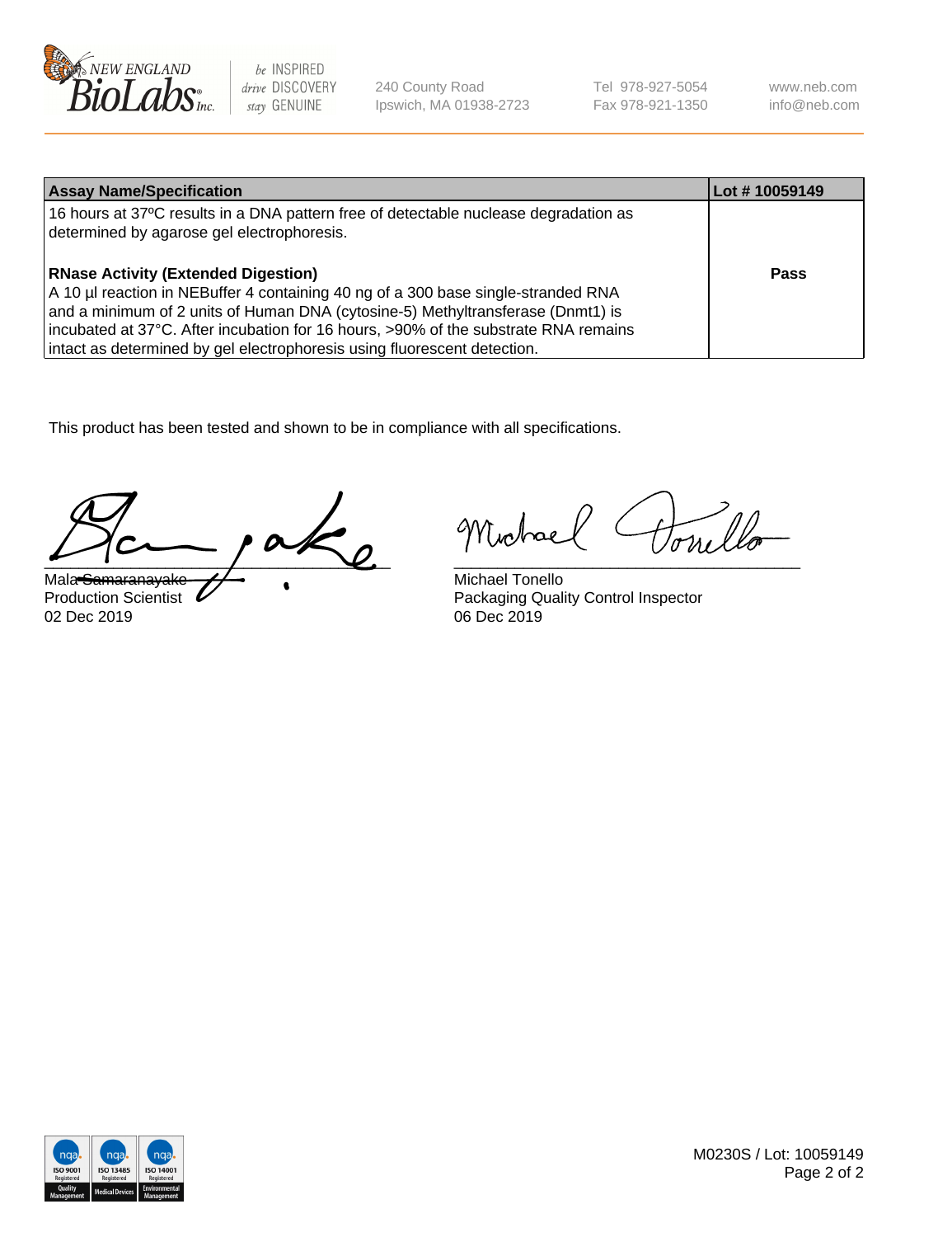| Assay Name/Specification | Lot # 10059149 |
|---|---|
| 16 hours at 37ºC results in a DNA pattern free of detectable nuclease degradation as determined by agarose gel electrophoresis. | |
| **RNase Activity (Extended Digestion)**<br>A 10 µl reaction in NEBuffer 4 containing 40 ng of a 300 base single-stranded RNA and a minimum of 2 units of Human DNA (cytosine-5) Methyltransferase (Dnmt1) is incubated at 37°C. After incubation for 16 hours, >90% of the substrate RNA remains intact as determined by gel electrophoresis using fluorescent detection. | **Pass** |

This product has been tested and shown to be in compliance with all specifications.

Mala Samaranayake
Production Scientist
02 Dec 2019

Michael Tonello
Packaging Quality Control Inspector
06 Dec 2019

M0230S / Lot: 10059149